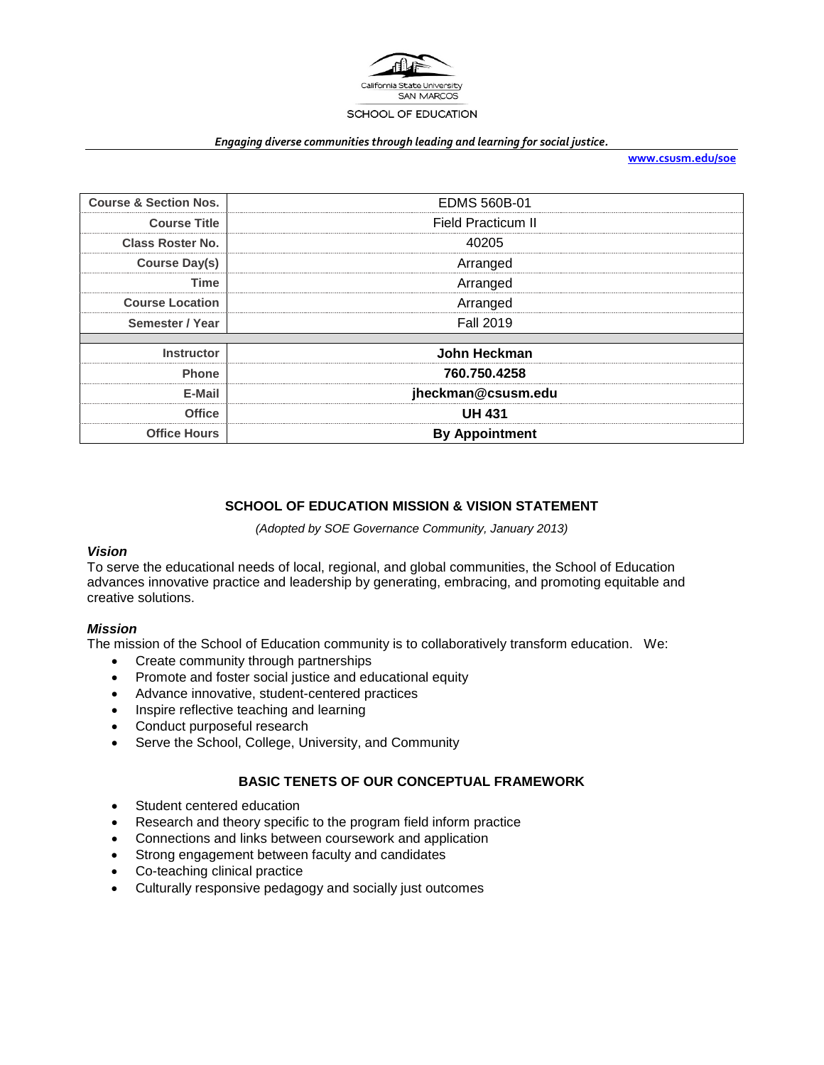California State University SAN MARCOS

SCHOOL OF EDUCATION

*Engaging diverse communities through leading and learning for social justice.*

**www.csusm.edu/soe**

| **Course & Section Nos.** | EDMS 560B-01 |
|---|---|
| **Course Title** | Field Practicum II |
| **Class Roster No.** | 40205 |
| **Course Day(s)** | Arranged |
| **Time** | Arranged |
| **Course Location** | Arranged |
| **Semester / Year** | Fall 2019 |
| | |
| **Instructor** | **John Heckman** |
| **Phone** | **760.750.4258** |
| **E-Mail** | **jheckman@csusm.edu** |
| **Office** | **UH 431** |
| **Office Hours** | **By Appointment** |

## SCHOOL OF EDUCATION MISSION & VISION STATEMENT

*(Adopted by SOE Governance Community, January 2013)*

### *Vision*

To serve the educational needs of local, regional, and global communities, the School of Education advances innovative practice and leadership by generating, embracing, and promoting equitable and creative solutions.

### *Mission*

The mission of the School of Education community is to collaboratively transform education. We:

- Create community through partnerships
- Promote and foster social justice and educational equity
- Advance innovative, student-centered practices
- Inspire reflective teaching and learning
- Conduct purposeful research
- Serve the School, College, University, and Community

## BASIC TENETS OF OUR CONCEPTUAL FRAMEWORK

- Student centered education
- Research and theory specific to the program field inform practice
- Connections and links between coursework and application
- Strong engagement between faculty and candidates
- Co-teaching clinical practice
- Culturally responsive pedagogy and socially just outcomes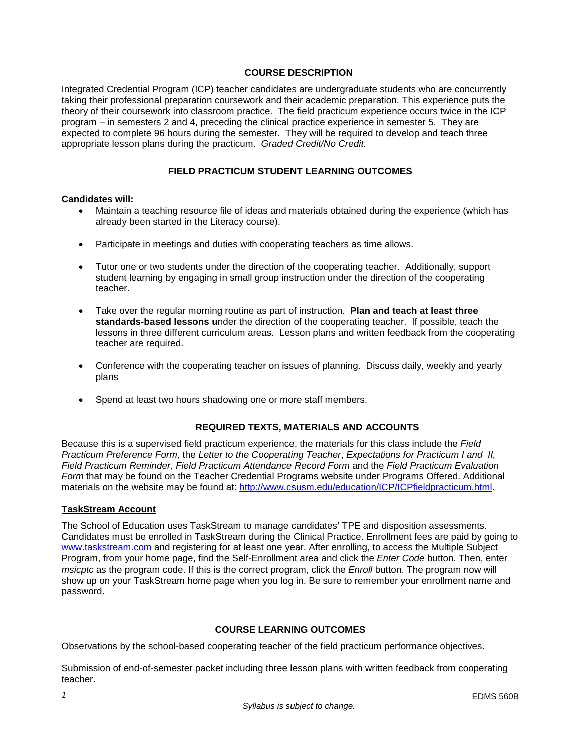## COURSE DESCRIPTION

Integrated Credential Program (ICP) teacher candidates are undergraduate students who are concurrently taking their professional preparation coursework and their academic preparation. This experience puts the theory of their coursework into classroom practice. The field practicum experience occurs twice in the ICP program – in semesters 2 and 4, preceding the clinical practice experience in semester 5. They are expected to complete 96 hours during the semester. They will be required to develop and teach three appropriate lesson plans during the practicum. *Graded Credit/No Credit.*

## FIELD PRACTICUM STUDENT LEARNING OUTCOMES

**Candidates will:**

- Maintain a teaching resource file of ideas and materials obtained during the experience (which has already been started in the Literacy course).
- Participate in meetings and duties with cooperating teachers as time allows.
- Tutor one or two students under the direction of the cooperating teacher. Additionally, support student learning by engaging in small group instruction under the direction of the cooperating teacher.
- Take over the regular morning routine as part of instruction. **Plan and teach at least three standards-based lessons u**nder the direction of the cooperating teacher. If possible, teach the lessons in three different curriculum areas. Lesson plans and written feedback from the cooperating teacher are required.
- Conference with the cooperating teacher on issues of planning. Discuss daily, weekly and yearly plans
- Spend at least two hours shadowing one or more staff members.

## REQUIRED TEXTS, MATERIALS AND ACCOUNTS

Because this is a supervised field practicum experience, the materials for this class include the *Field Practicum Preference Form*, the *Letter to the Cooperating Teacher*, *Expectations for Practicum I and II, Field Practicum Reminder, Field Practicum Attendance Record Form* and the *Field Practicum Evaluation Form* that may be found on the Teacher Credential Programs website under Programs Offered. Additional materials on the website may be found at: http://www.csusm.edu/education/ICP/ICPfieldpracticum.html.

### TaskStream Account

The School of Education uses TaskStream to manage candidates' TPE and disposition assessments. Candidates must be enrolled in TaskStream during the Clinical Practice. Enrollment fees are paid by going to www.taskstream.com and registering for at least one year. After enrolling, to access the Multiple Subject Program, from your home page, find the Self-Enrollment area and click the *Enter Code* button. Then, enter *msicptc* as the program code. If this is the correct program, click the *Enroll* button. The program now will show up on your TaskStream home page when you log in. Be sure to remember your enrollment name and password.

## COURSE LEARNING OUTCOMES

Observations by the school-based cooperating teacher of the field practicum performance objectives.

Submission of end-of-semester packet including three lesson plans with written feedback from cooperating teacher.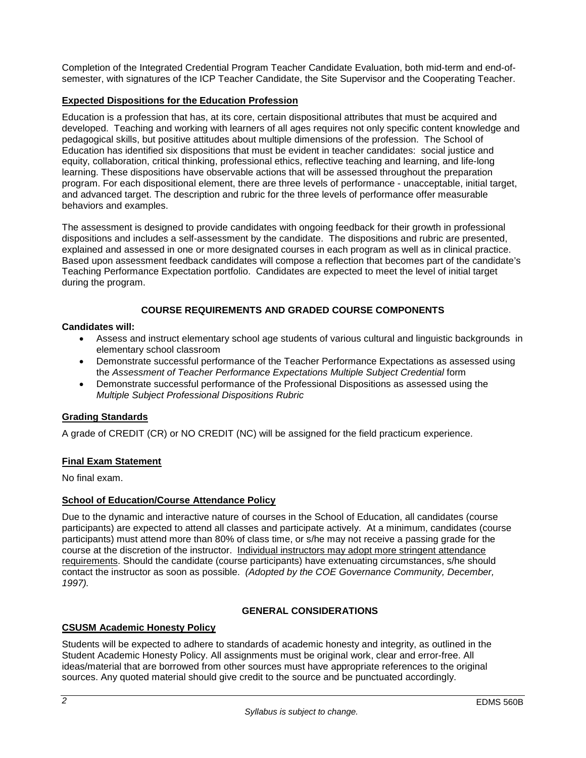Completion of the Integrated Credential Program Teacher Candidate Evaluation, both mid-term and end-of-semester, with signatures of the ICP Teacher Candidate, the Site Supervisor and the Cooperating Teacher.

## Expected Dispositions for the Education Profession

Education is a profession that has, at its core, certain dispositional attributes that must be acquired and developed. Teaching and working with learners of all ages requires not only specific content knowledge and pedagogical skills, but positive attitudes about multiple dimensions of the profession. The School of Education has identified six dispositions that must be evident in teacher candidates: social justice and equity, collaboration, critical thinking, professional ethics, reflective teaching and learning, and life-long learning. These dispositions have observable actions that will be assessed throughout the preparation program. For each dispositional element, there are three levels of performance - unacceptable, initial target, and advanced target. The description and rubric for the three levels of performance offer measurable behaviors and examples.

The assessment is designed to provide candidates with ongoing feedback for their growth in professional dispositions and includes a self-assessment by the candidate. The dispositions and rubric are presented, explained and assessed in one or more designated courses in each program as well as in clinical practice. Based upon assessment feedback candidates will compose a reflection that becomes part of the candidate's Teaching Performance Expectation portfolio. Candidates are expected to meet the level of initial target during the program.

# COURSE REQUIREMENTS AND GRADED COURSE COMPONENTS

**Candidates will:**

- Assess and instruct elementary school age students of various cultural and linguistic backgrounds in elementary school classroom
- Demonstrate successful performance of the Teacher Performance Expectations as assessed using the *Assessment of Teacher Performance Expectations Multiple Subject Credential* form
- Demonstrate successful performance of the Professional Dispositions as assessed using the *Multiple Subject Professional Dispositions Rubric*

## Grading Standards

A grade of CREDIT (CR) or NO CREDIT (NC) will be assigned for the field practicum experience.

## Final Exam Statement

No final exam.

## School of Education/Course Attendance Policy

Due to the dynamic and interactive nature of courses in the School of Education, all candidates (course participants) are expected to attend all classes and participate actively. At a minimum, candidates (course participants) must attend more than 80% of class time, or s/he may not receive a passing grade for the course at the discretion of the instructor. Individual instructors may adopt more stringent attendance requirements. Should the candidate (course participants) have extenuating circumstances, s/he should contact the instructor as soon as possible. *(Adopted by the COE Governance Community, December, 1997).*

# GENERAL CONSIDERATIONS

## CSUSM Academic Honesty Policy

Students will be expected to adhere to standards of academic honesty and integrity, as outlined in the Student Academic Honesty Policy. All assignments must be original work, clear and error-free. All ideas/material that are borrowed from other sources must have appropriate references to the original sources. Any quoted material should give credit to the source and be punctuated accordingly.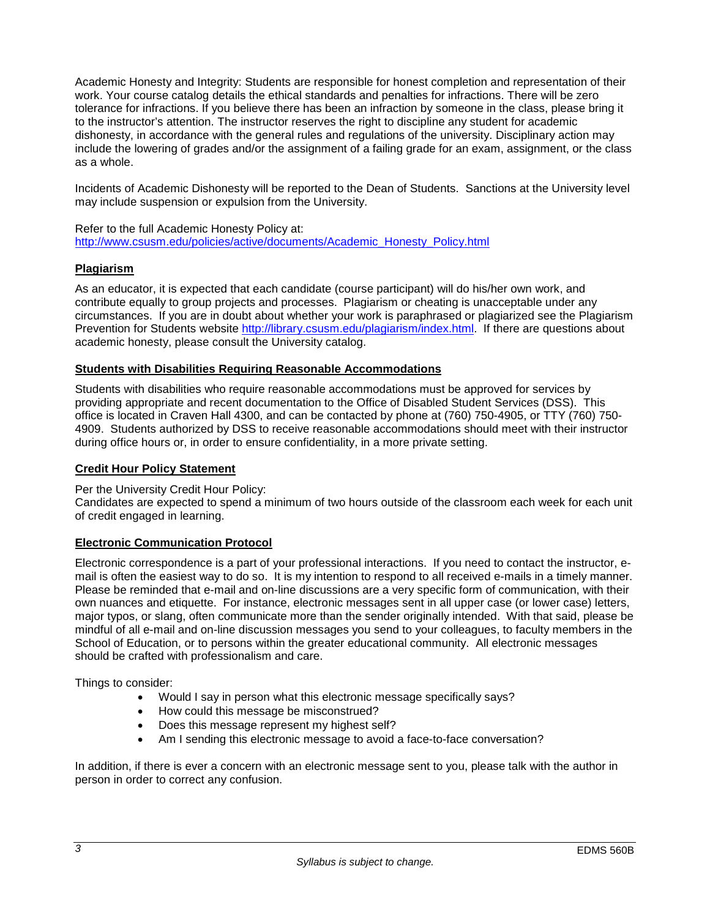Academic Honesty and Integrity: Students are responsible for honest completion and representation of their work. Your course catalog details the ethical standards and penalties for infractions. There will be zero tolerance for infractions. If you believe there has been an infraction by someone in the class, please bring it to the instructor's attention. The instructor reserves the right to discipline any student for academic dishonesty, in accordance with the general rules and regulations of the university. Disciplinary action may include the lowering of grades and/or the assignment of a failing grade for an exam, assignment, or the class as a whole.

Incidents of Academic Dishonesty will be reported to the Dean of Students. Sanctions at the University level may include suspension or expulsion from the University.

Refer to the full Academic Honesty Policy at:
[http://www.csusm.edu/policies/active/documents/Academic_Honesty_Policy.html](http://www.csusm.edu/policies/active/documents/Academic_Honesty_Policy.html)

## Plagiarism

As an educator, it is expected that each candidate (course participant) will do his/her own work, and contribute equally to group projects and processes. Plagiarism or cheating is unacceptable under any circumstances. If you are in doubt about whether your work is paraphrased or plagiarized see the Plagiarism Prevention for Students website [http://library.csusm.edu/plagiarism/index.html](http://library.csusm.edu/plagiarism/index.html). If there are questions about academic honesty, please consult the University catalog.

## Students with Disabilities Requiring Reasonable Accommodations

Students with disabilities who require reasonable accommodations must be approved for services by providing appropriate and recent documentation to the Office of Disabled Student Services (DSS). This office is located in Craven Hall 4300, and can be contacted by phone at (760) 750-4905, or TTY (760) 750-4909. Students authorized by DSS to receive reasonable accommodations should meet with their instructor during office hours or, in order to ensure confidentiality, in a more private setting.

## Credit Hour Policy Statement

Per the University Credit Hour Policy:
Candidates are expected to spend a minimum of two hours outside of the classroom each week for each unit of credit engaged in learning.

## Electronic Communication Protocol

Electronic correspondence is a part of your professional interactions. If you need to contact the instructor, e-mail is often the easiest way to do so. It is my intention to respond to all received e-mails in a timely manner. Please be reminded that e-mail and on-line discussions are a very specific form of communication, with their own nuances and etiquette. For instance, electronic messages sent in all upper case (or lower case) letters, major typos, or slang, often communicate more than the sender originally intended. With that said, please be mindful of all e-mail and on-line discussion messages you send to your colleagues, to faculty members in the School of Education, or to persons within the greater educational community. All electronic messages should be crafted with professionalism and care.

Things to consider:

- Would I say in person what this electronic message specifically says?
- How could this message be misconstrued?
- Does this message represent my highest self?
- Am I sending this electronic message to avoid a face-to-face conversation?

In addition, if there is ever a concern with an electronic message sent to you, please talk with the author in person in order to correct any confusion.